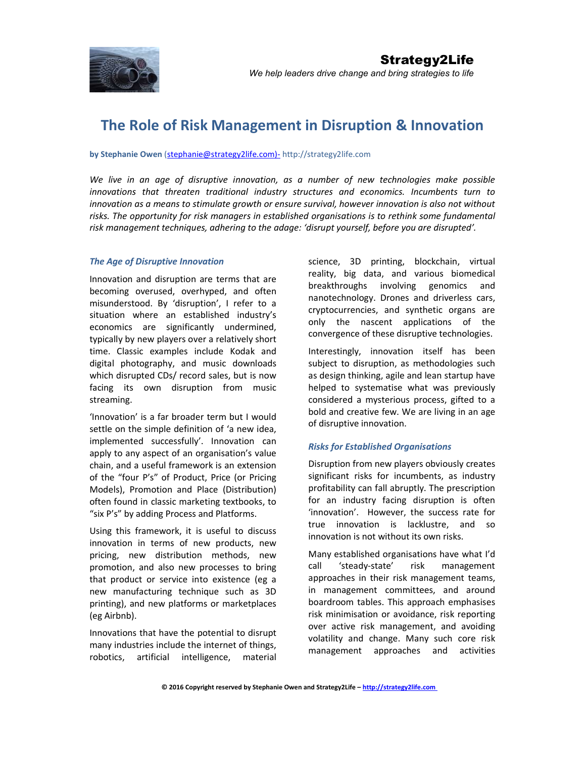Strategy2Life

*We help leaders drive change and bring strategies to life*

# The Role of Risk Management in Disruption & Innovation

**by Stephanie Owen** (stephanie@strategy2life.com)- http://strategy2life.com

*We live in an age of disruptive innovation, as a number of new technologies make possible innovations that threaten traditional industry structures and economics. Incumbents turn to innovation as a means to stimulate growth or ensure survival, however innovation is also not without risks. The opportunity for risk managers in established organisations is to rethink some fundamental risk management techniques, adhering to the adage: 'disrupt yourself, before you are disrupted'.*

### *The Age of Disruptive Innovation*

Innovation and disruption are terms that are becoming overused, overhyped, and often misunderstood. By 'disruption', I refer to a situation where an established industry's economics are significantly undermined, typically by new players over a relatively short time. Classic examples include Kodak and digital photography, and music downloads which disrupted CDs/ record sales, but is now facing its own disruption from music streaming.

'Innovation' is a far broader term but I would settle on the simple definition of 'a new idea, implemented successfully'. Innovation can apply to any aspect of an organisation's value chain, and a useful framework is an extension of the "four P's" of Product, Price (or Pricing Models), Promotion and Place (Distribution) often found in classic marketing textbooks, to "six P's" by adding Process and Platforms.

Using this framework, it is useful to discuss innovation in terms of new products, new pricing, new distribution methods, new promotion, and also new processes to bring that product or service into existence (eg a new manufacturing technique such as 3D printing), and new platforms or marketplaces (eg Airbnb).

Innovations that have the potential to disrupt many industries include the internet of things, robotics, artificial intelligence, material science, 3D printing, blockchain, virtual reality, big data, and various biomedical breakthroughs involving genomics and nanotechnology. Drones and driverless cars, cryptocurrencies, and synthetic organs are only the nascent applications of the convergence of these disruptive technologies.

Interestingly, innovation itself has been subject to disruption, as methodologies such as design thinking, agile and lean startup have helped to systematise what was previously considered a mysterious process, gifted to a bold and creative few. We are living in an age of disruptive innovation.

### *Risks for Established Organisations*

Disruption from new players obviously creates significant risks for incumbents, as industry profitability can fall abruptly. The prescription for an industry facing disruption is often 'innovation'. However, the success rate for true innovation is lacklustre, and so innovation is not without its own risks.

Many established organisations have what I'd call 'steady-state' risk management approaches in their risk management teams, in management committees, and around boardroom tables. This approach emphasises risk minimisation or avoidance, risk reporting over active risk management, and avoiding volatility and change. Many such core risk management approaches and activities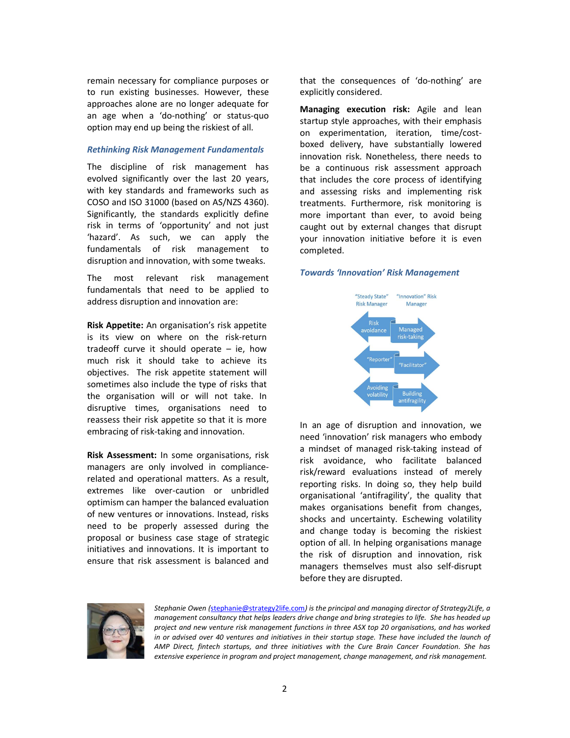remain necessary for compliance purposes or to run existing businesses. However, these approaches alone are no longer adequate for an age when a 'do-nothing' or status-quo option may end up being the riskiest of all.

### *Rethinking Risk Management Fundamentals*

The discipline of risk management has evolved significantly over the last 20 years, with key standards and frameworks such as COSO and ISO 31000 (based on AS/NZS 4360). Significantly, the standards explicitly define risk in terms of 'opportunity' and not just 'hazard'. As such, we can apply the fundamentals of risk management to disruption and innovation, with some tweaks.

The most relevant risk management fundamentals that need to be applied to address disruption and innovation are:

**Risk Appetite:** An organisation's risk appetite is its view on where on the risk-return tradeoff curve it should operate – ie, how much risk it should take to achieve its objectives. The risk appetite statement will sometimes also include the type of risks that the organisation will or will not take. In disruptive times, organisations need to reassess their risk appetite so that it is more embracing of risk-taking and innovation.

**Risk Assessment:** In some organisations, risk managers are only involved in compliance-related and operational matters. As a result, extremes like over-caution or unbridled optimism can hamper the balanced evaluation of new ventures or innovations. Instead, risks need to be properly assessed during the proposal or business case stage of strategic initiatives and innovations. It is important to ensure that risk assessment is balanced and that the consequences of 'do-nothing' are explicitly considered.

**Managing execution risk:** Agile and lean startup style approaches, with their emphasis on experimentation, iteration, time/cost-boxed delivery, have substantially lowered innovation risk. Nonetheless, there needs to be a continuous risk assessment approach that includes the core process of identifying and assessing risks and implementing risk treatments. Furthermore, risk monitoring is more important than ever, to avoid being caught out by external changes that disrupt your innovation initiative before it is even completed.

### *Towards 'Innovation' Risk Management*

"Steady State" Risk Manager

"Innovation" Risk Manager

Risk avoidance

Managed risk-taking

"Reporter"

"Facilitator"

Avoiding volatility

Building antifragility

In an age of disruption and innovation, we need 'innovation' risk managers who embody a mindset of managed risk-taking instead of risk avoidance, who facilitate balanced risk/reward evaluations instead of merely reporting risks. In doing so, they help build organisational 'antifragility', the quality that makes organisations benefit from changes, shocks and uncertainty. Eschewing volatility and change today is becoming the riskiest option of all. In helping organisations manage the risk of disruption and innovation, risk managers themselves must also self-disrupt before they are disrupted.

*Stephanie Owen (stephanie@strategy2life.com) is the principal and managing director of Strategy2Life, a management consultancy that helps leaders drive change and bring strategies to life. She has headed up project and new venture risk management functions in three ASX top 20 organisations, and has worked in or advised over 40 ventures and initiatives in their startup stage. These have included the launch of AMP Direct, fintech startups, and three initiatives with the Cure Brain Cancer Foundation. She has extensive experience in program and project management, change management, and risk management.*